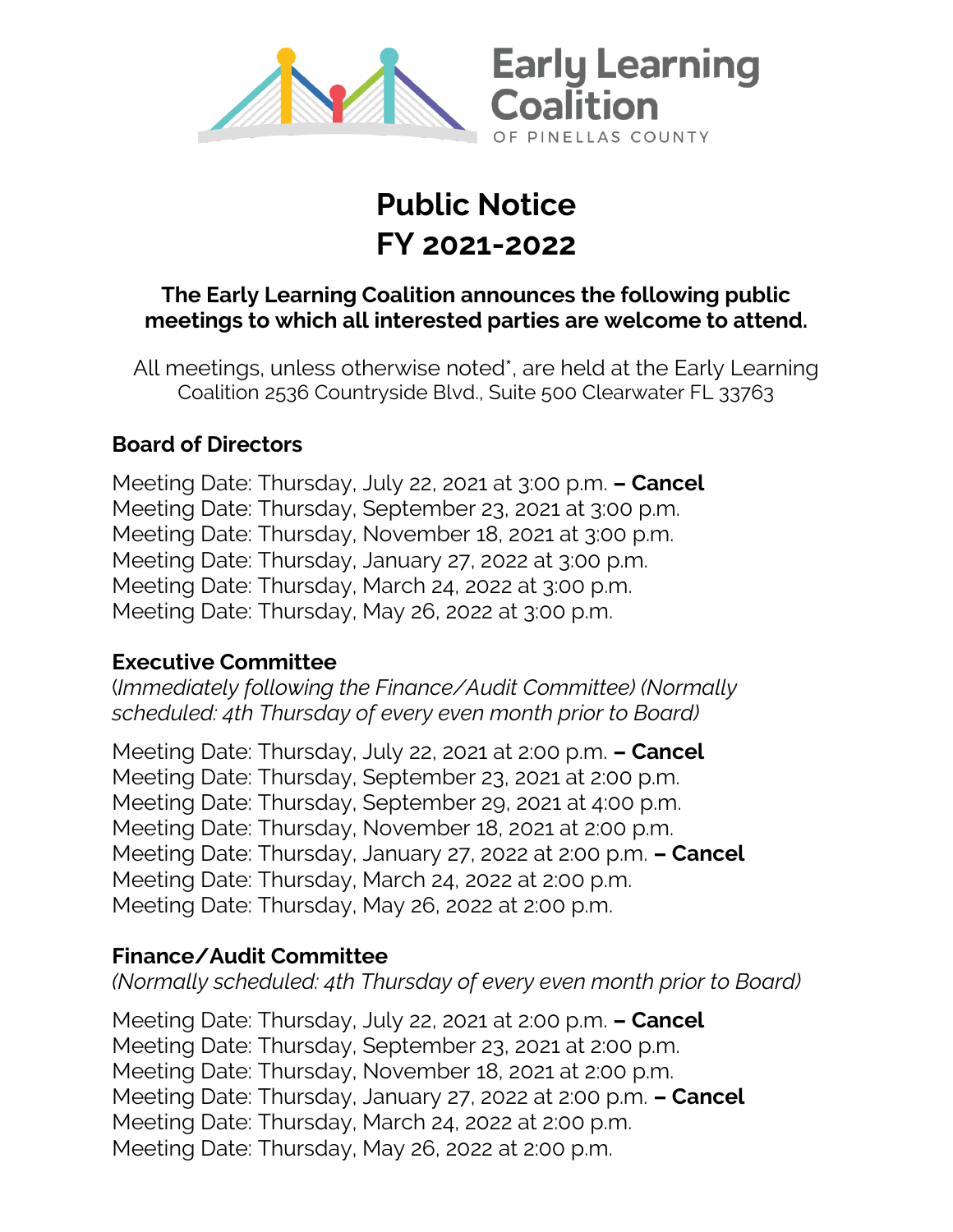Early Learning Coalition

OF PINELLAS COUNTY

# Public Notice
# FY 2021-2022

**The Early Learning Coalition announces the following public meetings to which all interested parties are welcome to attend.**

All meetings, unless otherwise noted*, are held at the Early Learning Coalition 2536 Countryside Blvd., Suite 500 Clearwater FL 33763

### Board of Directors

Meeting Date: Thursday, July 22, 2021 at 3:00 p.m. **– Cancel**
Meeting Date: Thursday, September 23, 2021 at 3:00 p.m.
Meeting Date: Thursday, November 18, 2021 at 3:00 p.m.
Meeting Date: Thursday, January 27, 2022 at 3:00 p.m.
Meeting Date: Thursday, March 24, 2022 at 3:00 p.m.
Meeting Date: Thursday, May 26, 2022 at 3:00 p.m.

### Executive Committee

(*Immediately following the Finance/Audit Committee) (Normally scheduled: 4th Thursday of every even month prior to Board)*

Meeting Date: Thursday, July 22, 2021 at 2:00 p.m. **– Cancel**
Meeting Date: Thursday, September 23, 2021 at 2:00 p.m.
Meeting Date: Thursday, September 29, 2021 at 4:00 p.m.
Meeting Date: Thursday, November 18, 2021 at 2:00 p.m.
Meeting Date: Thursday, January 27, 2022 at 2:00 p.m. **– Cancel**
Meeting Date: Thursday, March 24, 2022 at 2:00 p.m.
Meeting Date: Thursday, May 26, 2022 at 2:00 p.m.

### Finance/Audit Committee

*(Normally scheduled: 4th Thursday of every even month prior to Board)*

Meeting Date: Thursday, July 22, 2021 at 2:00 p.m. **– Cancel**
Meeting Date: Thursday, September 23, 2021 at 2:00 p.m.
Meeting Date: Thursday, November 18, 2021 at 2:00 p.m.
Meeting Date: Thursday, January 27, 2022 at 2:00 p.m. **– Cancel**
Meeting Date: Thursday, March 24, 2022 at 2:00 p.m.
Meeting Date: Thursday, May 26, 2022 at 2:00 p.m.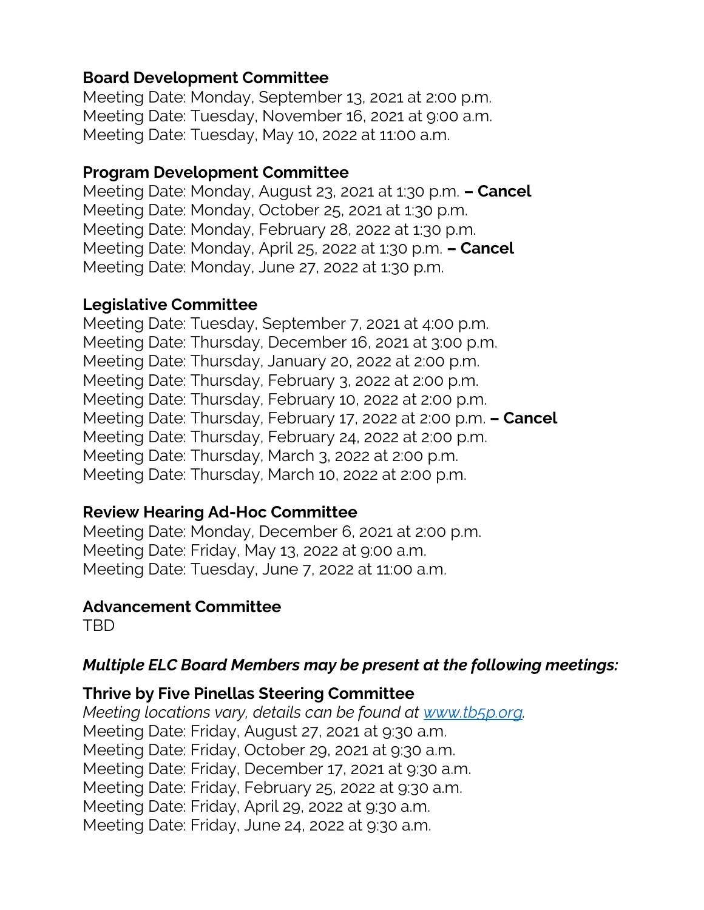**Board Development Committee**
Meeting Date: Monday, September 13, 2021 at 2:00 p.m.
Meeting Date: Tuesday, November 16, 2021 at 9:00 a.m.
Meeting Date: Tuesday, May 10, 2022 at 11:00 a.m.

**Program Development Committee**
Meeting Date: Monday, August 23, 2021 at 1:30 p.m. **– Cancel**
Meeting Date: Monday, October 25, 2021 at 1:30 p.m.
Meeting Date: Monday, February 28, 2022 at 1:30 p.m.
Meeting Date: Monday, April 25, 2022 at 1:30 p.m. **– Cancel**
Meeting Date: Monday, June 27, 2022 at 1:30 p.m.

**Legislative Committee**
Meeting Date: Tuesday, September 7, 2021 at 4:00 p.m.
Meeting Date: Thursday, December 16, 2021 at 3:00 p.m.
Meeting Date: Thursday, January 20, 2022 at 2:00 p.m.
Meeting Date: Thursday, February 3, 2022 at 2:00 p.m.
Meeting Date: Thursday, February 10, 2022 at 2:00 p.m.
Meeting Date: Thursday, February 17, 2022 at 2:00 p.m. **– Cancel**
Meeting Date: Thursday, February 24, 2022 at 2:00 p.m.
Meeting Date: Thursday, March 3, 2022 at 2:00 p.m.
Meeting Date: Thursday, March 10, 2022 at 2:00 p.m.

**Review Hearing Ad-Hoc Committee**
Meeting Date: Monday, December 6, 2021 at 2:00 p.m.
Meeting Date: Friday, May 13, 2022 at 9:00 a.m.
Meeting Date: Tuesday, June 7, 2022 at 11:00 a.m.

**Advancement Committee**
TBD

***Multiple ELC Board Members may be present at the following meetings:***

**Thrive by Five Pinellas Steering Committee**
*Meeting locations vary, details can be found at [www.tb5p.org](www.tb5p.org).*
Meeting Date: Friday, August 27, 2021 at 9:30 a.m.
Meeting Date: Friday, October 29, 2021 at 9:30 a.m.
Meeting Date: Friday, December 17, 2021 at 9:30 a.m.
Meeting Date: Friday, February 25, 2022 at 9:30 a.m.
Meeting Date: Friday, April 29, 2022 at 9:30 a.m.
Meeting Date: Friday, June 24, 2022 at 9:30 a.m.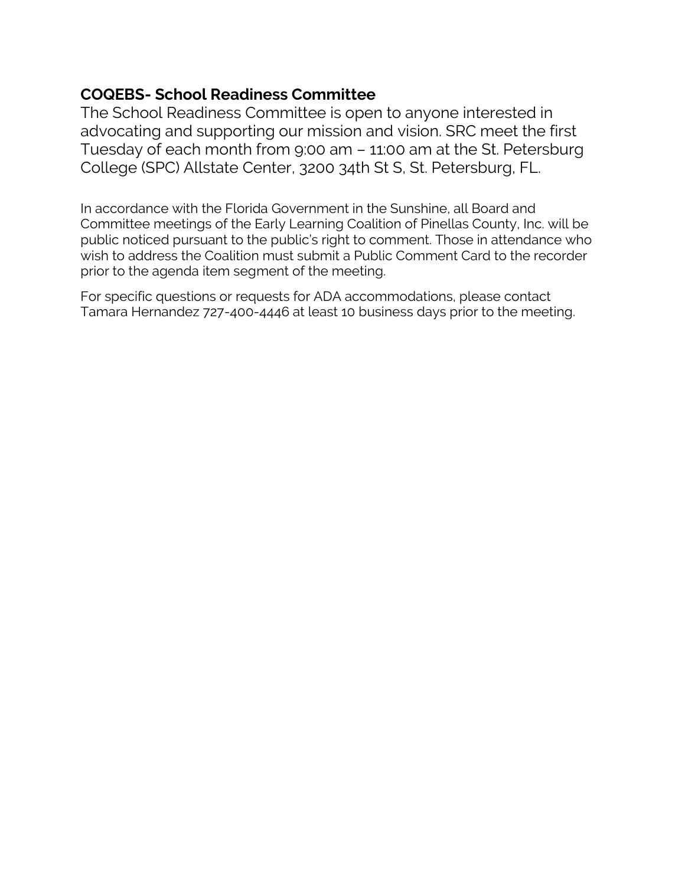**COQEBS- School Readiness Committee**

The School Readiness Committee is open to anyone interested in advocating and supporting our mission and vision. SRC meet the first Tuesday of each month from 9:00 am – 11:00 am at the St. Petersburg College (SPC) Allstate Center, 3200 34th St S, St. Petersburg, FL.

In accordance with the Florida Government in the Sunshine, all Board and Committee meetings of the Early Learning Coalition of Pinellas County, Inc. will be public noticed pursuant to the public's right to comment. Those in attendance who wish to address the Coalition must submit a Public Comment Card to the recorder prior to the agenda item segment of the meeting.

For specific questions or requests for ADA accommodations, please contact Tamara Hernandez 727-400-4446 at least 10 business days prior to the meeting.